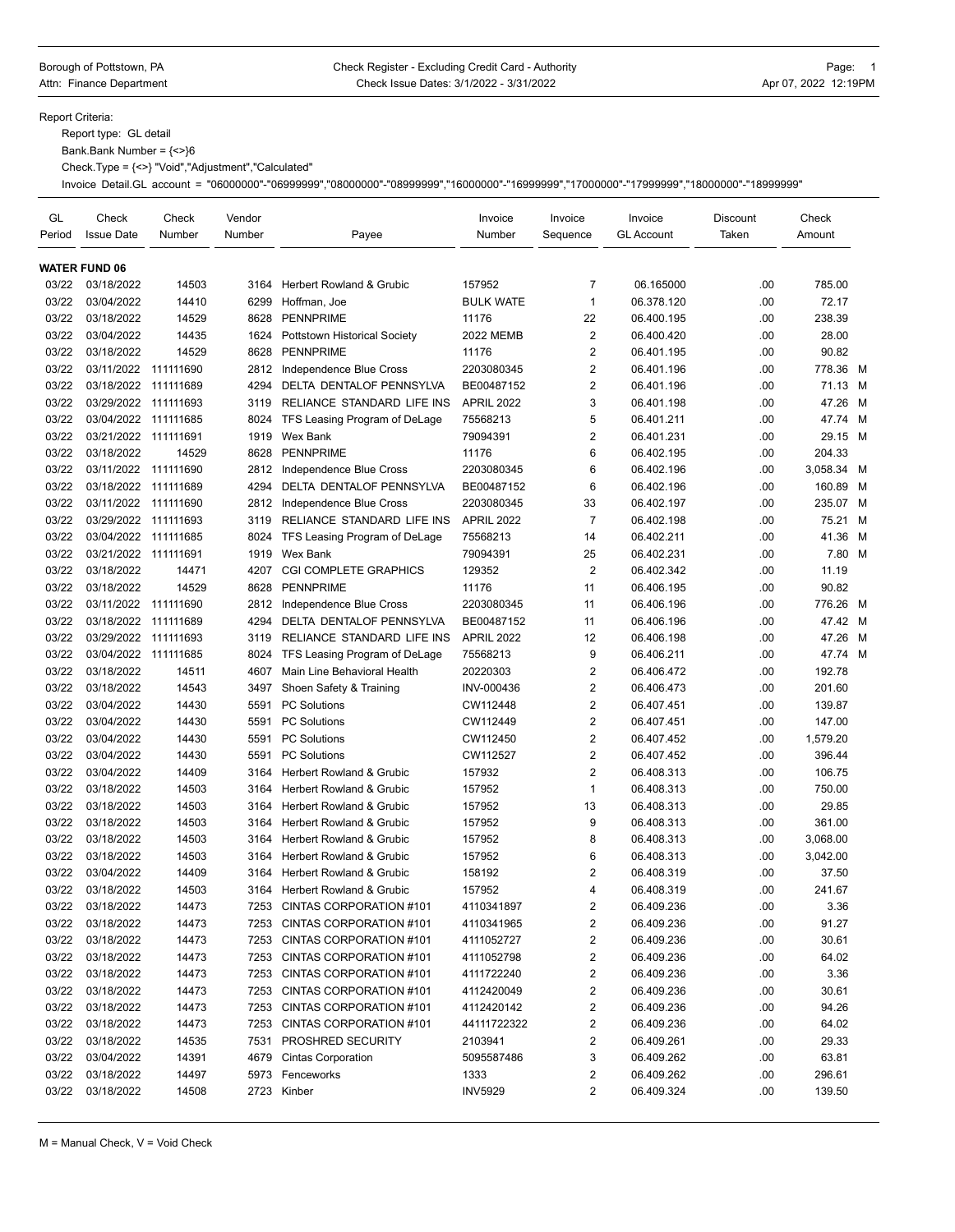Borough of Pottstown, PA
Attn: Finance Department

Check Register - Excluding Credit Card - Authority
Check Issue Dates: 3/1/2022 - 3/31/2022

Apr 07, 2022 12:19PM

Report Criteria:

Report type: GL detail

Bank.Bank Number = {<>}6

Check.Type = {<>} "Void","Adjustment","Calculated"

Invoice Detail.GL account = "06000000"-"06999999","08000000"-"08999999","16000000"-"16999999","17000000"-"17999999","18000000"-"18999999"

| GL Period | Check Issue Date | Check Number | Vendor Number | Payee | Invoice Number | Invoice Sequence | Invoice GL Account | Discount Taken | Check Amount | |
|---|---|---|---|---|---|---|---|---|---|---|
| **WATER FUND 06** | | | | | | | | | | |
| 03/22 | 03/18/2022 | 14503 | 3164 | Herbert Rowland & Grubic | 157952 | 7 | 06.165000 | .00 | 785.00 | |
| 03/22 | 03/04/2022 | 14410 | 6299 | Hoffman, Joe | BULK WATE | 1 | 06.378.120 | .00 | 72.17 | |
| 03/22 | 03/18/2022 | 14529 | 8628 | PENNPRIME | 11176 | 22 | 06.400.195 | .00 | 238.39 | |
| 03/22 | 03/04/2022 | 14435 | 1624 | Pottstown Historical Society | 2022 MEMB | 2 | 06.400.420 | .00 | 28.00 | |
| 03/22 | 03/18/2022 | 14529 | 8628 | PENNPRIME | 11176 | 2 | 06.401.195 | .00 | 90.82 | |
| 03/22 | 03/11/2022 | 111111690 | 2812 | Independence Blue Cross | 2203080345 | 2 | 06.401.196 | .00 | 778.36 | M |
| 03/22 | 03/18/2022 | 111111689 | 4294 | DELTA DENTALOF PENNSYLVA | BE00487152 | 2 | 06.401.196 | .00 | 71.13 | M |
| 03/22 | 03/29/2022 | 111111693 | 3119 | RELIANCE STANDARD LIFE INS | APRIL 2022 | 3 | 06.401.198 | .00 | 47.26 | M |
| 03/22 | 03/04/2022 | 111111685 | 8024 | TFS Leasing Program of DeLage | 75568213 | 5 | 06.401.211 | .00 | 47.74 | M |
| 03/22 | 03/21/2022 | 111111691 | 1919 | Wex Bank | 79094391 | 2 | 06.401.231 | .00 | 29.15 | M |
| 03/22 | 03/18/2022 | 14529 | 8628 | PENNPRIME | 11176 | 6 | 06.402.195 | .00 | 204.33 | |
| 03/22 | 03/11/2022 | 111111690 | 2812 | Independence Blue Cross | 2203080345 | 6 | 06.402.196 | .00 | 3,058.34 | M |
| 03/22 | 03/18/2022 | 111111689 | 4294 | DELTA DENTALOF PENNSYLVA | BE00487152 | 6 | 06.402.196 | .00 | 160.89 | M |
| 03/22 | 03/11/2022 | 111111690 | 2812 | Independence Blue Cross | 2203080345 | 33 | 06.402.197 | .00 | 235.07 | M |
| 03/22 | 03/29/2022 | 111111693 | 3119 | RELIANCE STANDARD LIFE INS | APRIL 2022 | 7 | 06.402.198 | .00 | 75.21 | M |
| 03/22 | 03/04/2022 | 111111685 | 8024 | TFS Leasing Program of DeLage | 75568213 | 14 | 06.402.211 | .00 | 41.36 | M |
| 03/22 | 03/21/2022 | 111111691 | 1919 | Wex Bank | 79094391 | 25 | 06.402.231 | .00 | 7.80 | M |
| 03/22 | 03/18/2022 | 14471 | 4207 | CGI COMPLETE GRAPHICS | 129352 | 2 | 06.402.342 | .00 | 11.19 | |
| 03/22 | 03/18/2022 | 14529 | 8628 | PENNPRIME | 11176 | 11 | 06.406.195 | .00 | 90.82 | |
| 03/22 | 03/11/2022 | 111111690 | 2812 | Independence Blue Cross | 2203080345 | 11 | 06.406.196 | .00 | 776.26 | M |
| 03/22 | 03/18/2022 | 111111689 | 4294 | DELTA DENTALOF PENNSYLVA | BE00487152 | 11 | 06.406.196 | .00 | 47.42 | M |
| 03/22 | 03/29/2022 | 111111693 | 3119 | RELIANCE STANDARD LIFE INS | APRIL 2022 | 12 | 06.406.198 | .00 | 47.26 | M |
| 03/22 | 03/04/2022 | 111111685 | 8024 | TFS Leasing Program of DeLage | 75568213 | 9 | 06.406.211 | .00 | 47.74 | M |
| 03/22 | 03/18/2022 | 14511 | 4607 | Main Line Behavioral Health | 20220303 | 2 | 06.406.472 | .00 | 192.78 | |
| 03/22 | 03/18/2022 | 14543 | 3497 | Shoen Safety & Training | INV-000436 | 2 | 06.406.473 | .00 | 201.60 | |
| 03/22 | 03/04/2022 | 14430 | 5591 | PC Solutions | CW112448 | 2 | 06.407.451 | .00 | 139.87 | |
| 03/22 | 03/04/2022 | 14430 | 5591 | PC Solutions | CW112449 | 2 | 06.407.451 | .00 | 147.00 | |
| 03/22 | 03/04/2022 | 14430 | 5591 | PC Solutions | CW112450 | 2 | 06.407.452 | .00 | 1,579.20 | |
| 03/22 | 03/04/2022 | 14430 | 5591 | PC Solutions | CW112527 | 2 | 06.407.452 | .00 | 396.44 | |
| 03/22 | 03/04/2022 | 14409 | 3164 | Herbert Rowland & Grubic | 157932 | 2 | 06.408.313 | .00 | 106.75 | |
| 03/22 | 03/18/2022 | 14503 | 3164 | Herbert Rowland & Grubic | 157952 | 1 | 06.408.313 | .00 | 750.00 | |
| 03/22 | 03/18/2022 | 14503 | 3164 | Herbert Rowland & Grubic | 157952 | 13 | 06.408.313 | .00 | 29.85 | |
| 03/22 | 03/18/2022 | 14503 | 3164 | Herbert Rowland & Grubic | 157952 | 9 | 06.408.313 | .00 | 361.00 | |
| 03/22 | 03/18/2022 | 14503 | 3164 | Herbert Rowland & Grubic | 157952 | 8 | 06.408.313 | .00 | 3,068.00 | |
| 03/22 | 03/18/2022 | 14503 | 3164 | Herbert Rowland & Grubic | 157952 | 6 | 06.408.313 | .00 | 3,042.00 | |
| 03/22 | 03/04/2022 | 14409 | 3164 | Herbert Rowland & Grubic | 158192 | 2 | 06.408.319 | .00 | 37.50 | |
| 03/22 | 03/18/2022 | 14503 | 3164 | Herbert Rowland & Grubic | 157952 | 4 | 06.408.319 | .00 | 241.67 | |
| 03/22 | 03/18/2022 | 14473 | 7253 | CINTAS CORPORATION #101 | 4110341897 | 2 | 06.409.236 | .00 | 3.36 | |
| 03/22 | 03/18/2022 | 14473 | 7253 | CINTAS CORPORATION #101 | 4110341965 | 2 | 06.409.236 | .00 | 91.27 | |
| 03/22 | 03/18/2022 | 14473 | 7253 | CINTAS CORPORATION #101 | 4111052727 | 2 | 06.409.236 | .00 | 30.61 | |
| 03/22 | 03/18/2022 | 14473 | 7253 | CINTAS CORPORATION #101 | 4111052798 | 2 | 06.409.236 | .00 | 64.02 | |
| 03/22 | 03/18/2022 | 14473 | 7253 | CINTAS CORPORATION #101 | 4111722240 | 2 | 06.409.236 | .00 | 3.36 | |
| 03/22 | 03/18/2022 | 14473 | 7253 | CINTAS CORPORATION #101 | 4112420049 | 2 | 06.409.236 | .00 | 30.61 | |
| 03/22 | 03/18/2022 | 14473 | 7253 | CINTAS CORPORATION #101 | 4112420142 | 2 | 06.409.236 | .00 | 94.26 | |
| 03/22 | 03/18/2022 | 14473 | 7253 | CINTAS CORPORATION #101 | 44111722322 | 2 | 06.409.236 | .00 | 64.02 | |
| 03/22 | 03/18/2022 | 14535 | 7531 | PROSHRED SECURITY | 2103941 | 2 | 06.409.261 | .00 | 29.33 | |
| 03/22 | 03/04/2022 | 14391 | 4679 | Cintas Corporation | 5095587486 | 3 | 06.409.262 | .00 | 63.81 | |
| 03/22 | 03/18/2022 | 14497 | 5973 | Fenceworks | 1333 | 2 | 06.409.262 | .00 | 296.61 | |
| 03/22 | 03/18/2022 | 14508 | 2723 | Kinber | INV5929 | 2 | 06.409.324 | .00 | 139.50 | |

M = Manual Check, V = Void Check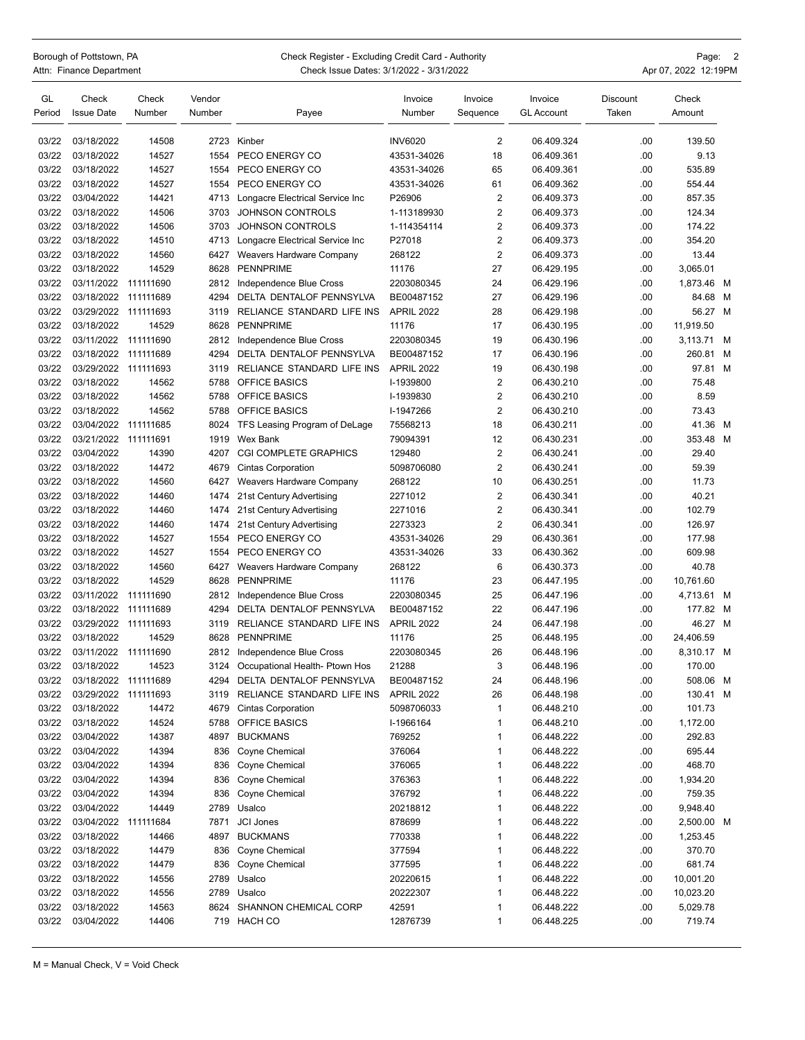| GL Period | Check Issue Date | Check Number | Vendor Number | Payee | Invoice Number | Invoice Sequence | Invoice GL Account | Discount Taken | Check Amount | |
|---|---|---|---|---|---|---|---|---|---|---|
| 03/22 | 03/18/2022 | 14508 | 2723 | Kinber | INV6020 | 2 | 06.409.324 | .00 | 139.50 | |
| 03/22 | 03/18/2022 | 14527 | 1554 | PECO ENERGY CO | 43531-34026 | 18 | 06.409.361 | .00 | 9.13 | |
| 03/22 | 03/18/2022 | 14527 | 1554 | PECO ENERGY CO | 43531-34026 | 65 | 06.409.361 | .00 | 535.89 | |
| 03/22 | 03/18/2022 | 14527 | 1554 | PECO ENERGY CO | 43531-34026 | 61 | 06.409.362 | .00 | 554.44 | |
| 03/22 | 03/04/2022 | 14421 | 4713 | Longacre Electrical Service Inc | P26906 | 2 | 06.409.373 | .00 | 857.35 | |
| 03/22 | 03/18/2022 | 14506 | 3703 | JOHNSON CONTROLS | 1-113189930 | 2 | 06.409.373 | .00 | 124.34 | |
| 03/22 | 03/18/2022 | 14506 | 3703 | JOHNSON CONTROLS | 1-114354114 | 2 | 06.409.373 | .00 | 174.22 | |
| 03/22 | 03/18/2022 | 14510 | 4713 | Longacre Electrical Service Inc | P27018 | 2 | 06.409.373 | .00 | 354.20 | |
| 03/22 | 03/18/2022 | 14560 | 6427 | Weavers Hardware Company | 268122 | 2 | 06.409.373 | .00 | 13.44 | |
| 03/22 | 03/18/2022 | 14529 | 8628 | PENNPRIME | 11176 | 27 | 06.429.195 | .00 | 3,065.01 | |
| 03/22 | 03/11/2022 | 111111690 | 2812 | Independence Blue Cross | 2203080345 | 24 | 06.429.196 | .00 | 1,873.46 | M |
| 03/22 | 03/18/2022 | 111111689 | 4294 | DELTA DENTALOF PENNSYLVA | BE00487152 | 27 | 06.429.196 | .00 | 84.68 | M |
| 03/22 | 03/29/2022 | 111111693 | 3119 | RELIANCE STANDARD LIFE INS | APRIL 2022 | 28 | 06.429.198 | .00 | 56.27 | M |
| 03/22 | 03/18/2022 | 14529 | 8628 | PENNPRIME | 11176 | 17 | 06.430.195 | .00 | 11,919.50 | |
| 03/22 | 03/11/2022 | 111111690 | 2812 | Independence Blue Cross | 2203080345 | 19 | 06.430.196 | .00 | 3,113.71 | M |
| 03/22 | 03/18/2022 | 111111689 | 4294 | DELTA DENTALOF PENNSYLVA | BE00487152 | 17 | 06.430.196 | .00 | 260.81 | M |
| 03/22 | 03/29/2022 | 111111693 | 3119 | RELIANCE STANDARD LIFE INS | APRIL 2022 | 19 | 06.430.198 | .00 | 97.81 | M |
| 03/22 | 03/18/2022 | 14562 | 5788 | OFFICE BASICS | I-1939800 | 2 | 06.430.210 | .00 | 75.48 | |
| 03/22 | 03/18/2022 | 14562 | 5788 | OFFICE BASICS | I-1939830 | 2 | 06.430.210 | .00 | 8.59 | |
| 03/22 | 03/18/2022 | 14562 | 5788 | OFFICE BASICS | I-1947266 | 2 | 06.430.210 | .00 | 73.43 | |
| 03/22 | 03/04/2022 | 111111685 | 8024 | TFS Leasing Program of DeLage | 75568213 | 18 | 06.430.211 | .00 | 41.36 | M |
| 03/22 | 03/21/2022 | 111111691 | 1919 | Wex Bank | 79094391 | 12 | 06.430.231 | .00 | 353.48 | M |
| 03/22 | 03/04/2022 | 14390 | 4207 | CGI COMPLETE GRAPHICS | 129480 | 2 | 06.430.241 | .00 | 29.40 | |
| 03/22 | 03/18/2022 | 14472 | 4679 | Cintas Corporation | 5098706080 | 2 | 06.430.241 | .00 | 59.39 | |
| 03/22 | 03/18/2022 | 14560 | 6427 | Weavers Hardware Company | 268122 | 10 | 06.430.251 | .00 | 11.73 | |
| 03/22 | 03/18/2022 | 14460 | 1474 | 21st Century Advertising | 2271012 | 2 | 06.430.341 | .00 | 40.21 | |
| 03/22 | 03/18/2022 | 14460 | 1474 | 21st Century Advertising | 2271016 | 2 | 06.430.341 | .00 | 102.79 | |
| 03/22 | 03/18/2022 | 14460 | 1474 | 21st Century Advertising | 2273323 | 2 | 06.430.341 | .00 | 126.97 | |
| 03/22 | 03/18/2022 | 14527 | 1554 | PECO ENERGY CO | 43531-34026 | 29 | 06.430.361 | .00 | 177.98 | |
| 03/22 | 03/18/2022 | 14527 | 1554 | PECO ENERGY CO | 43531-34026 | 33 | 06.430.362 | .00 | 609.98 | |
| 03/22 | 03/18/2022 | 14560 | 6427 | Weavers Hardware Company | 268122 | 6 | 06.430.373 | .00 | 40.78 | |
| 03/22 | 03/18/2022 | 14529 | 8628 | PENNPRIME | 11176 | 23 | 06.447.195 | .00 | 10,761.60 | |
| 03/22 | 03/11/2022 | 111111690 | 2812 | Independence Blue Cross | 2203080345 | 25 | 06.447.196 | .00 | 4,713.61 | M |
| 03/22 | 03/18/2022 | 111111689 | 4294 | DELTA DENTALOF PENNSYLVA | BE00487152 | 22 | 06.447.196 | .00 | 177.82 | M |
| 03/22 | 03/29/2022 | 111111693 | 3119 | RELIANCE STANDARD LIFE INS | APRIL 2022 | 24 | 06.447.198 | .00 | 46.27 | M |
| 03/22 | 03/18/2022 | 14529 | 8628 | PENNPRIME | 11176 | 25 | 06.448.195 | .00 | 24,406.59 | |
| 03/22 | 03/11/2022 | 111111690 | 2812 | Independence Blue Cross | 2203080345 | 26 | 06.448.196 | .00 | 8,310.17 | M |
| 03/22 | 03/18/2022 | 14523 | 3124 | Occupational Health- Ptown Hos | 21288 | 3 | 06.448.196 | .00 | 170.00 | |
| 03/22 | 03/18/2022 | 111111689 | 4294 | DELTA DENTALOF PENNSYLVA | BE00487152 | 24 | 06.448.196 | .00 | 508.06 | M |
| 03/22 | 03/29/2022 | 111111693 | 3119 | RELIANCE STANDARD LIFE INS | APRIL 2022 | 26 | 06.448.198 | .00 | 130.41 | M |
| 03/22 | 03/18/2022 | 14472 | 4679 | Cintas Corporation | 5098706033 | 1 | 06.448.210 | .00 | 101.73 | |
| 03/22 | 03/18/2022 | 14524 | 5788 | OFFICE BASICS | I-1966164 | 1 | 06.448.210 | .00 | 1,172.00 | |
| 03/22 | 03/04/2022 | 14387 | 4897 | BUCKMANS | 769252 | 1 | 06.448.222 | .00 | 292.83 | |
| 03/22 | 03/04/2022 | 14394 | 836 | Coyne Chemical | 376064 | 1 | 06.448.222 | .00 | 695.44 | |
| 03/22 | 03/04/2022 | 14394 | 836 | Coyne Chemical | 376065 | 1 | 06.448.222 | .00 | 468.70 | |
| 03/22 | 03/04/2022 | 14394 | 836 | Coyne Chemical | 376363 | 1 | 06.448.222 | .00 | 1,934.20 | |
| 03/22 | 03/04/2022 | 14394 | 836 | Coyne Chemical | 376792 | 1 | 06.448.222 | .00 | 759.35 | |
| 03/22 | 03/04/2022 | 14449 | 2789 | Usalco | 20218812 | 1 | 06.448.222 | .00 | 9,948.40 | |
| 03/22 | 03/04/2022 | 111111684 | 7871 | JCI Jones | 878699 | 1 | 06.448.222 | .00 | 2,500.00 | M |
| 03/22 | 03/18/2022 | 14466 | 4897 | BUCKMANS | 770338 | 1 | 06.448.222 | .00 | 1,253.45 | |
| 03/22 | 03/18/2022 | 14479 | 836 | Coyne Chemical | 377594 | 1 | 06.448.222 | .00 | 370.70 | |
| 03/22 | 03/18/2022 | 14479 | 836 | Coyne Chemical | 377595 | 1 | 06.448.222 | .00 | 681.74 | |
| 03/22 | 03/18/2022 | 14556 | 2789 | Usalco | 20220615 | 1 | 06.448.222 | .00 | 10,001.20 | |
| 03/22 | 03/18/2022 | 14556 | 2789 | Usalco | 20222307 | 1 | 06.448.222 | .00 | 10,023.20 | |
| 03/22 | 03/18/2022 | 14563 | 8624 | SHANNON CHEMICAL CORP | 42591 | 1 | 06.448.222 | .00 | 5,029.78 | |
| 03/22 | 03/04/2022 | 14406 | 719 | HACH CO | 12876739 | 1 | 06.448.225 | .00 | 719.74 | |

M = Manual Check, V = Void Check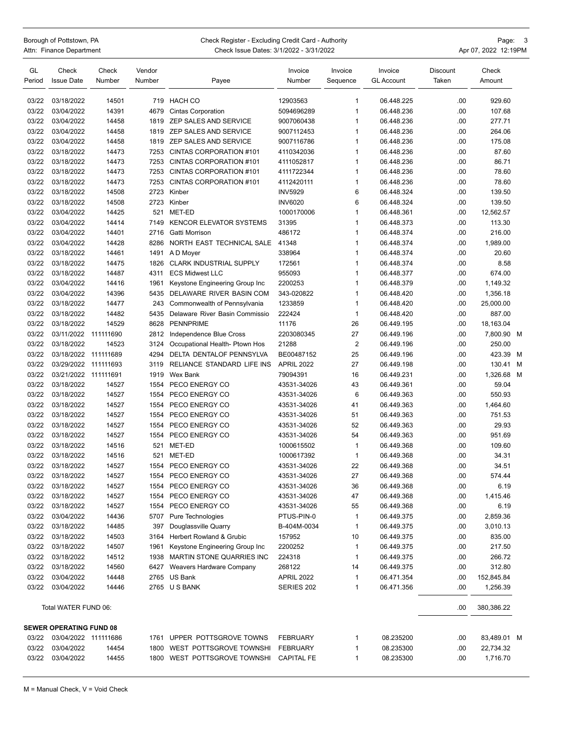| GL Period | Check Issue Date | Check Number | Vendor Number | Payee | Invoice Number | Invoice Sequence | Invoice GL Account | Discount Taken | Check Amount | |
|---|---|---|---|---|---|---|---|---|---|---|
| 03/22 | 03/18/2022 | 14501 | 719 | HACH CO | 12903563 | 1 | 06.448.225 | .00 | 929.60 | |
| 03/22 | 03/04/2022 | 14391 | 4679 | Cintas Corporation | 5094696289 | 1 | 06.448.236 | .00 | 107.68 | |
| 03/22 | 03/04/2022 | 14458 | 1819 | ZEP SALES AND SERVICE | 9007060438 | 1 | 06.448.236 | .00 | 277.71 | |
| 03/22 | 03/04/2022 | 14458 | 1819 | ZEP SALES AND SERVICE | 9007112453 | 1 | 06.448.236 | .00 | 264.06 | |
| 03/22 | 03/04/2022 | 14458 | 1819 | ZEP SALES AND SERVICE | 9007116786 | 1 | 06.448.236 | .00 | 175.08 | |
| 03/22 | 03/18/2022 | 14473 | 7253 | CINTAS CORPORATION #101 | 4110342036 | 1 | 06.448.236 | .00 | 87.60 | |
| 03/22 | 03/18/2022 | 14473 | 7253 | CINTAS CORPORATION #101 | 4111052817 | 1 | 06.448.236 | .00 | 86.71 | |
| 03/22 | 03/18/2022 | 14473 | 7253 | CINTAS CORPORATION #101 | 4111722344 | 1 | 06.448.236 | .00 | 78.60 | |
| 03/22 | 03/18/2022 | 14473 | 7253 | CINTAS CORPORATION #101 | 4112420111 | 1 | 06.448.236 | .00 | 78.60 | |
| 03/22 | 03/18/2022 | 14508 | 2723 | Kinber | INV5929 | 6 | 06.448.324 | .00 | 139.50 | |
| 03/22 | 03/18/2022 | 14508 | 2723 | Kinber | INV6020 | 6 | 06.448.324 | .00 | 139.50 | |
| 03/22 | 03/04/2022 | 14425 | 521 | MET-ED | 1000170006 | 1 | 06.448.361 | .00 | 12,562.57 | |
| 03/22 | 03/04/2022 | 14414 | 7149 | KENCOR ELEVATOR SYSTEMS | 31395 | 1 | 06.448.373 | .00 | 113.30 | |
| 03/22 | 03/04/2022 | 14401 | 2716 | Gatti Morrison | 486172 | 1 | 06.448.374 | .00 | 216.00 | |
| 03/22 | 03/04/2022 | 14428 | 8286 | NORTH EAST TECHNICAL SALE | 41348 | 1 | 06.448.374 | .00 | 1,989.00 | |
| 03/22 | 03/18/2022 | 14461 | 1491 | A D Moyer | 338964 | 1 | 06.448.374 | .00 | 20.60 | |
| 03/22 | 03/18/2022 | 14475 | 1826 | CLARK INDUSTRIAL SUPPLY | 172561 | 1 | 06.448.374 | .00 | 8.58 | |
| 03/22 | 03/18/2022 | 14487 | 4311 | ECS Midwest LLC | 955093 | 1 | 06.448.377 | .00 | 674.00 | |
| 03/22 | 03/04/2022 | 14416 | 1961 | Keystone Engineering Group Inc | 2200253 | 1 | 06.448.379 | .00 | 1,149.32 | |
| 03/22 | 03/04/2022 | 14396 | 5435 | DELAWARE RIVER BASIN COM | 343-020822 | 1 | 06.448.420 | .00 | 1,356.18 | |
| 03/22 | 03/18/2022 | 14477 | 243 | Commonwealth of Pennsylvania | 1233859 | 1 | 06.448.420 | .00 | 25,000.00 | |
| 03/22 | 03/18/2022 | 14482 | 5435 | Delaware River Basin Commissio | 222424 | 1 | 06.448.420 | .00 | 887.00 | |
| 03/22 | 03/18/2022 | 14529 | 8628 | PENNPRIME | 11176 | 26 | 06.449.195 | .00 | 18,163.04 | |
| 03/22 | 03/11/2022 | 111111690 | 2812 | Independence Blue Cross | 2203080345 | 27 | 06.449.196 | .00 | 7,800.90 | M |
| 03/22 | 03/18/2022 | 14523 | 3124 | Occupational Health- Ptown Hos | 21288 | 2 | 06.449.196 | .00 | 250.00 | |
| 03/22 | 03/18/2022 | 111111689 | 4294 | DELTA DENTALOF PENNSYLVA | BE00487152 | 25 | 06.449.196 | .00 | 423.39 | M |
| 03/22 | 03/29/2022 | 111111693 | 3119 | RELIANCE STANDARD LIFE INS | APRIL 2022 | 27 | 06.449.198 | .00 | 130.41 | M |
| 03/22 | 03/21/2022 | 111111691 | 1919 | Wex Bank | 79094391 | 16 | 06.449.231 | .00 | 1,326.68 | M |
| 03/22 | 03/18/2022 | 14527 | 1554 | PECO ENERGY CO | 43531-34026 | 43 | 06.449.361 | .00 | 59.04 | |
| 03/22 | 03/18/2022 | 14527 | 1554 | PECO ENERGY CO | 43531-34026 | 6 | 06.449.363 | .00 | 550.93 | |
| 03/22 | 03/18/2022 | 14527 | 1554 | PECO ENERGY CO | 43531-34026 | 41 | 06.449.363 | .00 | 1,464.60 | |
| 03/22 | 03/18/2022 | 14527 | 1554 | PECO ENERGY CO | 43531-34026 | 51 | 06.449.363 | .00 | 751.53 | |
| 03/22 | 03/18/2022 | 14527 | 1554 | PECO ENERGY CO | 43531-34026 | 52 | 06.449.363 | .00 | 29.93 | |
| 03/22 | 03/18/2022 | 14527 | 1554 | PECO ENERGY CO | 43531-34026 | 54 | 06.449.363 | .00 | 951.69 | |
| 03/22 | 03/18/2022 | 14516 | 521 | MET-ED | 1000615502 | 1 | 06.449.368 | .00 | 109.60 | |
| 03/22 | 03/18/2022 | 14516 | 521 | MET-ED | 1000617392 | 1 | 06.449.368 | .00 | 34.31 | |
| 03/22 | 03/18/2022 | 14527 | 1554 | PECO ENERGY CO | 43531-34026 | 22 | 06.449.368 | .00 | 34.51 | |
| 03/22 | 03/18/2022 | 14527 | 1554 | PECO ENERGY CO | 43531-34026 | 27 | 06.449.368 | .00 | 574.44 | |
| 03/22 | 03/18/2022 | 14527 | 1554 | PECO ENERGY CO | 43531-34026 | 36 | 06.449.368 | .00 | 6.19 | |
| 03/22 | 03/18/2022 | 14527 | 1554 | PECO ENERGY CO | 43531-34026 | 47 | 06.449.368 | .00 | 1,415.46 | |
| 03/22 | 03/18/2022 | 14527 | 1554 | PECO ENERGY CO | 43531-34026 | 55 | 06.449.368 | .00 | 6.19 | |
| 03/22 | 03/04/2022 | 14436 | 5707 | Pure Technologies | PTUS-PIN-0 | 1 | 06.449.375 | .00 | 2,859.36 | |
| 03/22 | 03/18/2022 | 14485 | 397 | Douglassville Quarry | B-404M-0034 | 1 | 06.449.375 | .00 | 3,010.13 | |
| 03/22 | 03/18/2022 | 14503 | 3164 | Herbert Rowland & Grubic | 157952 | 10 | 06.449.375 | .00 | 835.00 | |
| 03/22 | 03/18/2022 | 14507 | 1961 | Keystone Engineering Group Inc | 2200252 | 1 | 06.449.375 | .00 | 217.50 | |
| 03/22 | 03/18/2022 | 14512 | 1938 | MARTIN STONE QUARRIES INC | 224318 | 1 | 06.449.375 | .00 | 266.72 | |
| 03/22 | 03/18/2022 | 14560 | 6427 | Weavers Hardware Company | 268122 | 14 | 06.449.375 | .00 | 312.80 | |
| 03/22 | 03/04/2022 | 14448 | 2765 | US Bank | APRIL 2022 | 1 | 06.471.354 | .00 | 152,845.84 | |
| 03/22 | 03/04/2022 | 14446 | 2765 | U S BANK | SERIES 202 | 1 | 06.471.356 | .00 | 1,256.39 | |
| | Total WATER FUND 06: | | | | | | | .00 | 380,386.22 | |

**SEWER OPERATING FUND 08**

| GL Period | Check Issue Date | Check Number | Vendor Number | Payee | Invoice Number | Invoice Sequence | Invoice GL Account | Discount Taken | Check Amount | |
|---|---|---|---|---|---|---|---|---|---|---|
| 03/22 | 03/04/2022 | 111111686 | 1761 | UPPER POTTSGROVE TOWNS | FEBRUARY | 1 | 08.235200 | .00 | 83,489.01 | M |
| 03/22 | 03/04/2022 | 14454 | 1800 | WEST POTTSGROVE TOWNSHI | FEBRUARY | 1 | 08.235300 | .00 | 22,734.32 | |
| 03/22 | 03/04/2022 | 14455 | 1800 | WEST POTTSGROVE TOWNSHI | CAPITAL FE | 1 | 08.235300 | .00 | 1,716.70 | |

M = Manual Check, V = Void Check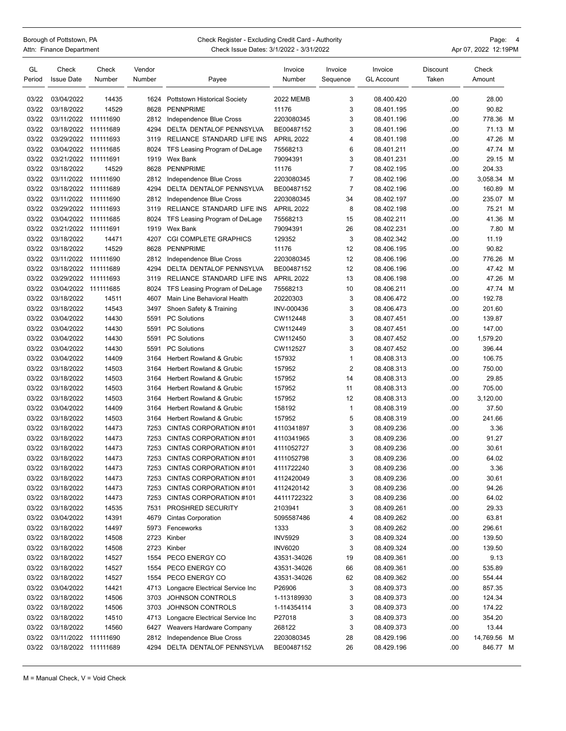| GL Period | Check Issue Date | Check Number | Vendor Number | Payee | Invoice Number | Invoice Sequence | Invoice GL Account | Discount Taken | Check Amount | |
|---|---|---|---|---|---|---|---|---|---|---|
| 03/22 | 03/04/2022 | 14435 | 1624 | Pottstown Historical Society | 2022 MEMB | 3 | 08.400.420 | .00 | 28.00 | |
| 03/22 | 03/18/2022 | 14529 | 8628 | PENNPRIME | 11176 | 3 | 08.401.195 | .00 | 90.82 | |
| 03/22 | 03/11/2022 | 111111690 | 2812 | Independence Blue Cross | 2203080345 | 3 | 08.401.196 | .00 | 778.36 | M |
| 03/22 | 03/18/2022 | 111111689 | 4294 | DELTA DENTALOF PENNSYLVA | BE00487152 | 3 | 08.401.196 | .00 | 71.13 | M |
| 03/22 | 03/29/2022 | 111111693 | 3119 | RELIANCE STANDARD LIFE INS | APRIL 2022 | 4 | 08.401.198 | .00 | 47.26 | M |
| 03/22 | 03/04/2022 | 111111685 | 8024 | TFS Leasing Program of DeLage | 75568213 | 6 | 08.401.211 | .00 | 47.74 | M |
| 03/22 | 03/21/2022 | 111111691 | 1919 | Wex Bank | 79094391 | 3 | 08.401.231 | .00 | 29.15 | M |
| 03/22 | 03/18/2022 | 14529 | 8628 | PENNPRIME | 11176 | 7 | 08.402.195 | .00 | 204.33 | |
| 03/22 | 03/11/2022 | 111111690 | 2812 | Independence Blue Cross | 2203080345 | 7 | 08.402.196 | .00 | 3,058.34 | M |
| 03/22 | 03/18/2022 | 111111689 | 4294 | DELTA DENTALOF PENNSYLVA | BE00487152 | 7 | 08.402.196 | .00 | 160.89 | M |
| 03/22 | 03/11/2022 | 111111690 | 2812 | Independence Blue Cross | 2203080345 | 34 | 08.402.197 | .00 | 235.07 | M |
| 03/22 | 03/29/2022 | 111111693 | 3119 | RELIANCE STANDARD LIFE INS | APRIL 2022 | 8 | 08.402.198 | .00 | 75.21 | M |
| 03/22 | 03/04/2022 | 111111685 | 8024 | TFS Leasing Program of DeLage | 75568213 | 15 | 08.402.211 | .00 | 41.36 | M |
| 03/22 | 03/21/2022 | 111111691 | 1919 | Wex Bank | 79094391 | 26 | 08.402.231 | .00 | 7.80 | M |
| 03/22 | 03/18/2022 | 14471 | 4207 | CGI COMPLETE GRAPHICS | 129352 | 3 | 08.402.342 | .00 | 11.19 | |
| 03/22 | 03/18/2022 | 14529 | 8628 | PENNPRIME | 11176 | 12 | 08.406.195 | .00 | 90.82 | |
| 03/22 | 03/11/2022 | 111111690 | 2812 | Independence Blue Cross | 2203080345 | 12 | 08.406.196 | .00 | 776.26 | M |
| 03/22 | 03/18/2022 | 111111689 | 4294 | DELTA DENTALOF PENNSYLVA | BE00487152 | 12 | 08.406.196 | .00 | 47.42 | M |
| 03/22 | 03/29/2022 | 111111693 | 3119 | RELIANCE STANDARD LIFE INS | APRIL 2022 | 13 | 08.406.198 | .00 | 47.26 | M |
| 03/22 | 03/04/2022 | 111111685 | 8024 | TFS Leasing Program of DeLage | 75568213 | 10 | 08.406.211 | .00 | 47.74 | M |
| 03/22 | 03/18/2022 | 14511 | 4607 | Main Line Behavioral Health | 20220303 | 3 | 08.406.472 | .00 | 192.78 | |
| 03/22 | 03/18/2022 | 14543 | 3497 | Shoen Safety & Training | INV-000436 | 3 | 08.406.473 | .00 | 201.60 | |
| 03/22 | 03/04/2022 | 14430 | 5591 | PC Solutions | CW112448 | 3 | 08.407.451 | .00 | 139.87 | |
| 03/22 | 03/04/2022 | 14430 | 5591 | PC Solutions | CW112449 | 3 | 08.407.451 | .00 | 147.00 | |
| 03/22 | 03/04/2022 | 14430 | 5591 | PC Solutions | CW112450 | 3 | 08.407.452 | .00 | 1,579.20 | |
| 03/22 | 03/04/2022 | 14430 | 5591 | PC Solutions | CW112527 | 3 | 08.407.452 | .00 | 396.44 | |
| 03/22 | 03/04/2022 | 14409 | 3164 | Herbert Rowland & Grubic | 157932 | 1 | 08.408.313 | .00 | 106.75 | |
| 03/22 | 03/18/2022 | 14503 | 3164 | Herbert Rowland & Grubic | 157952 | 2 | 08.408.313 | .00 | 750.00 | |
| 03/22 | 03/18/2022 | 14503 | 3164 | Herbert Rowland & Grubic | 157952 | 14 | 08.408.313 | .00 | 29.85 | |
| 03/22 | 03/18/2022 | 14503 | 3164 | Herbert Rowland & Grubic | 157952 | 11 | 08.408.313 | .00 | 705.00 | |
| 03/22 | 03/18/2022 | 14503 | 3164 | Herbert Rowland & Grubic | 157952 | 12 | 08.408.313 | .00 | 3,120.00 | |
| 03/22 | 03/04/2022 | 14409 | 3164 | Herbert Rowland & Grubic | 158192 | 1 | 08.408.319 | .00 | 37.50 | |
| 03/22 | 03/18/2022 | 14503 | 3164 | Herbert Rowland & Grubic | 157952 | 5 | 08.408.319 | .00 | 241.66 | |
| 03/22 | 03/18/2022 | 14473 | 7253 | CINTAS CORPORATION #101 | 4110341897 | 3 | 08.409.236 | .00 | 3.36 | |
| 03/22 | 03/18/2022 | 14473 | 7253 | CINTAS CORPORATION #101 | 4110341965 | 3 | 08.409.236 | .00 | 91.27 | |
| 03/22 | 03/18/2022 | 14473 | 7253 | CINTAS CORPORATION #101 | 4111052727 | 3 | 08.409.236 | .00 | 30.61 | |
| 03/22 | 03/18/2022 | 14473 | 7253 | CINTAS CORPORATION #101 | 4111052798 | 3 | 08.409.236 | .00 | 64.02 | |
| 03/22 | 03/18/2022 | 14473 | 7253 | CINTAS CORPORATION #101 | 4111722240 | 3 | 08.409.236 | .00 | 3.36 | |
| 03/22 | 03/18/2022 | 14473 | 7253 | CINTAS CORPORATION #101 | 4112420049 | 3 | 08.409.236 | .00 | 30.61 | |
| 03/22 | 03/18/2022 | 14473 | 7253 | CINTAS CORPORATION #101 | 4112420142 | 3 | 08.409.236 | .00 | 94.26 | |
| 03/22 | 03/18/2022 | 14473 | 7253 | CINTAS CORPORATION #101 | 44111722322 | 3 | 08.409.236 | .00 | 64.02 | |
| 03/22 | 03/18/2022 | 14535 | 7531 | PROSHRED SECURITY | 2103941 | 3 | 08.409.261 | .00 | 29.33 | |
| 03/22 | 03/04/2022 | 14391 | 4679 | Cintas Corporation | 5095587486 | 4 | 08.409.262 | .00 | 63.81 | |
| 03/22 | 03/18/2022 | 14497 | 5973 | Fenceworks | 1333 | 3 | 08.409.262 | .00 | 296.61 | |
| 03/22 | 03/18/2022 | 14508 | 2723 | Kinber | INV5929 | 3 | 08.409.324 | .00 | 139.50 | |
| 03/22 | 03/18/2022 | 14508 | 2723 | Kinber | INV6020 | 3 | 08.409.324 | .00 | 139.50 | |
| 03/22 | 03/18/2022 | 14527 | 1554 | PECO ENERGY CO | 43531-34026 | 19 | 08.409.361 | .00 | 9.13 | |
| 03/22 | 03/18/2022 | 14527 | 1554 | PECO ENERGY CO | 43531-34026 | 66 | 08.409.361 | .00 | 535.89 | |
| 03/22 | 03/18/2022 | 14527 | 1554 | PECO ENERGY CO | 43531-34026 | 62 | 08.409.362 | .00 | 554.44 | |
| 03/22 | 03/04/2022 | 14421 | 4713 | Longacre Electrical Service Inc | P26906 | 3 | 08.409.373 | .00 | 857.35 | |
| 03/22 | 03/18/2022 | 14506 | 3703 | JOHNSON CONTROLS | 1-113189930 | 3 | 08.409.373 | .00 | 124.34 | |
| 03/22 | 03/18/2022 | 14506 | 3703 | JOHNSON CONTROLS | 1-114354114 | 3 | 08.409.373 | .00 | 174.22 | |
| 03/22 | 03/18/2022 | 14510 | 4713 | Longacre Electrical Service Inc | P27018 | 3 | 08.409.373 | .00 | 354.20 | |
| 03/22 | 03/18/2022 | 14560 | 6427 | Weavers Hardware Company | 268122 | 3 | 08.409.373 | .00 | 13.44 | |
| 03/22 | 03/11/2022 | 111111690 | 2812 | Independence Blue Cross | 2203080345 | 28 | 08.429.196 | .00 | 14,769.56 | M |
| 03/22 | 03/18/2022 | 111111689 | 4294 | DELTA DENTALOF PENNSYLVA | BE00487152 | 26 | 08.429.196 | .00 | 846.77 | M |

M = Manual Check, V = Void Check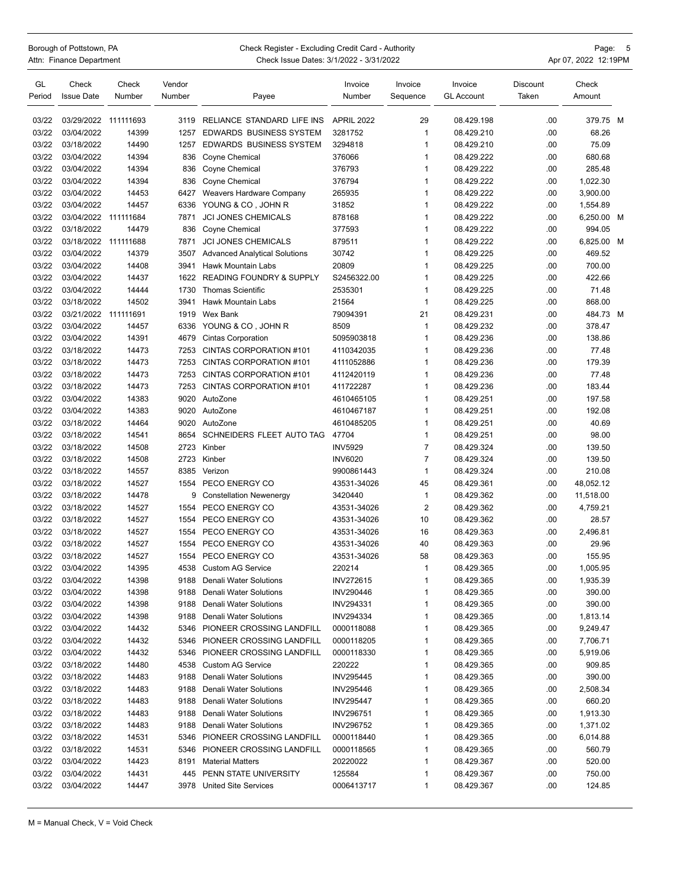Borough of Pottstown, PA
Attn: Finance Department

Check Register - Excluding Credit Card - Authority
Check Issue Dates: 3/1/2022 - 3/31/2022

Apr 07, 2022 12:19PM

| GL Period | Check Issue Date | Check Number | Vendor Number | Payee | Invoice Number | Invoice Sequence | Invoice GL Account | Discount Taken | Check Amount | |
|---|---|---|---|---|---|---|---|---|---|---|
| 03/22 | 03/29/2022 | 111111693 | 3119 | RELIANCE STANDARD LIFE INS | APRIL 2022 | 29 | 08.429.198 | .00 | 379.75 | M |
| 03/22 | 03/04/2022 | 14399 | 1257 | EDWARDS BUSINESS SYSTEM | 3281752 | 1 | 08.429.210 | .00 | 68.26 | |
| 03/22 | 03/18/2022 | 14490 | 1257 | EDWARDS BUSINESS SYSTEM | 3294818 | 1 | 08.429.210 | .00 | 75.09 | |
| 03/22 | 03/04/2022 | 14394 | 836 | Coyne Chemical | 376066 | 1 | 08.429.222 | .00 | 680.68 | |
| 03/22 | 03/04/2022 | 14394 | 836 | Coyne Chemical | 376793 | 1 | 08.429.222 | .00 | 285.48 | |
| 03/22 | 03/04/2022 | 14394 | 836 | Coyne Chemical | 376794 | 1 | 08.429.222 | .00 | 1,022.30 | |
| 03/22 | 03/04/2022 | 14453 | 6427 | Weavers Hardware Company | 265935 | 1 | 08.429.222 | .00 | 3,900.00 | |
| 03/22 | 03/04/2022 | 14457 | 6336 | YOUNG & CO , JOHN R | 31852 | 1 | 08.429.222 | .00 | 1,554.89 | |
| 03/22 | 03/04/2022 | 111111684 | 7871 | JCI JONES CHEMICALS | 878168 | 1 | 08.429.222 | .00 | 6,250.00 | M |
| 03/22 | 03/18/2022 | 14479 | 836 | Coyne Chemical | 377593 | 1 | 08.429.222 | .00 | 994.05 | |
| 03/22 | 03/18/2022 | 111111688 | 7871 | JCI JONES CHEMICALS | 879511 | 1 | 08.429.222 | .00 | 6,825.00 | M |
| 03/22 | 03/04/2022 | 14379 | 3507 | Advanced Analytical Solutions | 30742 | 1 | 08.429.225 | .00 | 469.52 | |
| 03/22 | 03/04/2022 | 14408 | 3941 | Hawk Mountain Labs | 20809 | 1 | 08.429.225 | .00 | 700.00 | |
| 03/22 | 03/04/2022 | 14437 | 1622 | READING FOUNDRY & SUPPLY | S2456322.00 | 1 | 08.429.225 | .00 | 422.66 | |
| 03/22 | 03/04/2022 | 14444 | 1730 | Thomas Scientific | 2535301 | 1 | 08.429.225 | .00 | 71.48 | |
| 03/22 | 03/18/2022 | 14502 | 3941 | Hawk Mountain Labs | 21564 | 1 | 08.429.225 | .00 | 868.00 | |
| 03/22 | 03/21/2022 | 111111691 | 1919 | Wex Bank | 79094391 | 21 | 08.429.231 | .00 | 484.73 | M |
| 03/22 | 03/04/2022 | 14457 | 6336 | YOUNG & CO , JOHN R | 8509 | 1 | 08.429.232 | .00 | 378.47 | |
| 03/22 | 03/04/2022 | 14391 | 4679 | Cintas Corporation | 5095903818 | 1 | 08.429.236 | .00 | 138.86 | |
| 03/22 | 03/18/2022 | 14473 | 7253 | CINTAS CORPORATION #101 | 4110342035 | 1 | 08.429.236 | .00 | 77.48 | |
| 03/22 | 03/18/2022 | 14473 | 7253 | CINTAS CORPORATION #101 | 4111052886 | 1 | 08.429.236 | .00 | 179.39 | |
| 03/22 | 03/18/2022 | 14473 | 7253 | CINTAS CORPORATION #101 | 4112420119 | 1 | 08.429.236 | .00 | 77.48 | |
| 03/22 | 03/18/2022 | 14473 | 7253 | CINTAS CORPORATION #101 | 411722287 | 1 | 08.429.236 | .00 | 183.44 | |
| 03/22 | 03/04/2022 | 14383 | 9020 | AutoZone | 4610465105 | 1 | 08.429.251 | .00 | 197.58 | |
| 03/22 | 03/04/2022 | 14383 | 9020 | AutoZone | 4610467187 | 1 | 08.429.251 | .00 | 192.08 | |
| 03/22 | 03/18/2022 | 14464 | 9020 | AutoZone | 4610485205 | 1 | 08.429.251 | .00 | 40.69 | |
| 03/22 | 03/18/2022 | 14541 | 8654 | SCHNEIDERS FLEET AUTO TAG | 47704 | 1 | 08.429.251 | .00 | 98.00 | |
| 03/22 | 03/18/2022 | 14508 | 2723 | Kinber | INV5929 | 7 | 08.429.324 | .00 | 139.50 | |
| 03/22 | 03/18/2022 | 14508 | 2723 | Kinber | INV6020 | 7 | 08.429.324 | .00 | 139.50 | |
| 03/22 | 03/18/2022 | 14557 | 8385 | Verizon | 9900861443 | 1 | 08.429.324 | .00 | 210.08 | |
| 03/22 | 03/18/2022 | 14527 | 1554 | PECO ENERGY CO | 43531-34026 | 45 | 08.429.361 | .00 | 48,052.12 | |
| 03/22 | 03/18/2022 | 14478 | 9 | Constellation Newenergy | 3420440 | 1 | 08.429.362 | .00 | 11,518.00 | |
| 03/22 | 03/18/2022 | 14527 | 1554 | PECO ENERGY CO | 43531-34026 | 2 | 08.429.362 | .00 | 4,759.21 | |
| 03/22 | 03/18/2022 | 14527 | 1554 | PECO ENERGY CO | 43531-34026 | 10 | 08.429.362 | .00 | 28.57 | |
| 03/22 | 03/18/2022 | 14527 | 1554 | PECO ENERGY CO | 43531-34026 | 16 | 08.429.363 | .00 | 2,496.81 | |
| 03/22 | 03/18/2022 | 14527 | 1554 | PECO ENERGY CO | 43531-34026 | 40 | 08.429.363 | .00 | 29.96 | |
| 03/22 | 03/18/2022 | 14527 | 1554 | PECO ENERGY CO | 43531-34026 | 58 | 08.429.363 | .00 | 155.95 | |
| 03/22 | 03/04/2022 | 14395 | 4538 | Custom AG Service | 220214 | 1 | 08.429.365 | .00 | 1,005.95 | |
| 03/22 | 03/04/2022 | 14398 | 9188 | Denali Water Solutions | INV272615 | 1 | 08.429.365 | .00 | 1,935.39 | |
| 03/22 | 03/04/2022 | 14398 | 9188 | Denali Water Solutions | INV290446 | 1 | 08.429.365 | .00 | 390.00 | |
| 03/22 | 03/04/2022 | 14398 | 9188 | Denali Water Solutions | INV294331 | 1 | 08.429.365 | .00 | 390.00 | |
| 03/22 | 03/04/2022 | 14398 | 9188 | Denali Water Solutions | INV294334 | 1 | 08.429.365 | .00 | 1,813.14 | |
| 03/22 | 03/04/2022 | 14432 | 5346 | PIONEER CROSSING LANDFILL | 0000118088 | 1 | 08.429.365 | .00 | 9,249.47 | |
| 03/22 | 03/04/2022 | 14432 | 5346 | PIONEER CROSSING LANDFILL | 0000118205 | 1 | 08.429.365 | .00 | 7,706.71 | |
| 03/22 | 03/04/2022 | 14432 | 5346 | PIONEER CROSSING LANDFILL | 0000118330 | 1 | 08.429.365 | .00 | 5,919.06 | |
| 03/22 | 03/18/2022 | 14480 | 4538 | Custom AG Service | 220222 | 1 | 08.429.365 | .00 | 909.85 | |
| 03/22 | 03/18/2022 | 14483 | 9188 | Denali Water Solutions | INV295445 | 1 | 08.429.365 | .00 | 390.00 | |
| 03/22 | 03/18/2022 | 14483 | 9188 | Denali Water Solutions | INV295446 | 1 | 08.429.365 | .00 | 2,508.34 | |
| 03/22 | 03/18/2022 | 14483 | 9188 | Denali Water Solutions | INV295447 | 1 | 08.429.365 | .00 | 660.20 | |
| 03/22 | 03/18/2022 | 14483 | 9188 | Denali Water Solutions | INV296751 | 1 | 08.429.365 | .00 | 1,913.30 | |
| 03/22 | 03/18/2022 | 14483 | 9188 | Denali Water Solutions | INV296752 | 1 | 08.429.365 | .00 | 1,371.02 | |
| 03/22 | 03/18/2022 | 14531 | 5346 | PIONEER CROSSING LANDFILL | 0000118440 | 1 | 08.429.365 | .00 | 6,014.88 | |
| 03/22 | 03/18/2022 | 14531 | 5346 | PIONEER CROSSING LANDFILL | 0000118565 | 1 | 08.429.365 | .00 | 560.79 | |
| 03/22 | 03/04/2022 | 14423 | 8191 | Material Matters | 20220022 | 1 | 08.429.367 | .00 | 520.00 | |
| 03/22 | 03/04/2022 | 14431 | 445 | PENN STATE UNIVERSITY | 125584 | 1 | 08.429.367 | .00 | 750.00 | |
| 03/22 | 03/04/2022 | 14447 | 3978 | United Site Services | 0006413717 | 1 | 08.429.367 | .00 | 124.85 | |

M = Manual Check, V = Void Check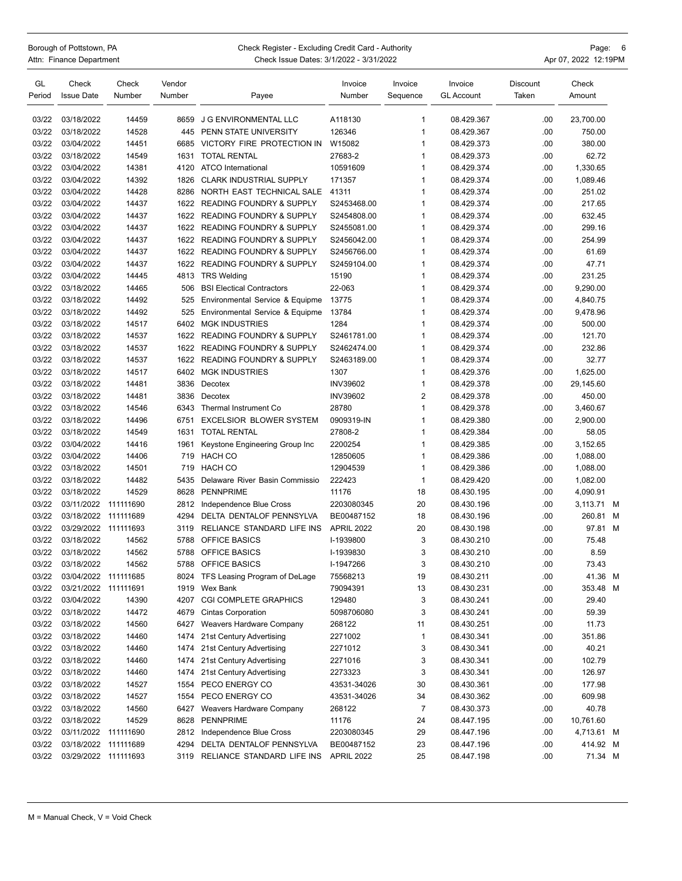Borough of Pottstown, PA
Attn: Finance Department

Check Register - Excluding Credit Card - Authority
Check Issue Dates: 3/1/2022 - 3/31/2022

Apr 07, 2022 12:19PM

| GL Period | Check Issue Date | Check Number | Vendor Number | Payee | Invoice Number | Invoice Sequence | Invoice GL Account | Discount Taken | Check Amount | |
|---|---|---|---|---|---|---|---|---|---|---|
| 03/22 | 03/18/2022 | 14459 | 8659 | J G ENVIRONMENTAL LLC | A118130 | 1 | 08.429.367 | .00 | 23,700.00 | |
| 03/22 | 03/18/2022 | 14528 | 445 | PENN STATE UNIVERSITY | 126346 | 1 | 08.429.367 | .00 | 750.00 | |
| 03/22 | 03/04/2022 | 14451 | 6685 | VICTORY FIRE PROTECTION IN | W15082 | 1 | 08.429.373 | .00 | 380.00 | |
| 03/22 | 03/18/2022 | 14549 | 1631 | TOTAL RENTAL | 27683-2 | 1 | 08.429.373 | .00 | 62.72 | |
| 03/22 | 03/04/2022 | 14381 | 4120 | ATCO International | 10591609 | 1 | 08.429.374 | .00 | 1,330.65 | |
| 03/22 | 03/04/2022 | 14392 | 1826 | CLARK INDUSTRIAL SUPPLY | 171357 | 1 | 08.429.374 | .00 | 1,089.46 | |
| 03/22 | 03/04/2022 | 14428 | 8286 | NORTH EAST TECHNICAL SALE | 41311 | 1 | 08.429.374 | .00 | 251.02 | |
| 03/22 | 03/04/2022 | 14437 | 1622 | READING FOUNDRY & SUPPLY | S2453468.00 | 1 | 08.429.374 | .00 | 217.65 | |
| 03/22 | 03/04/2022 | 14437 | 1622 | READING FOUNDRY & SUPPLY | S2454808.00 | 1 | 08.429.374 | .00 | 632.45 | |
| 03/22 | 03/04/2022 | 14437 | 1622 | READING FOUNDRY & SUPPLY | S2455081.00 | 1 | 08.429.374 | .00 | 299.16 | |
| 03/22 | 03/04/2022 | 14437 | 1622 | READING FOUNDRY & SUPPLY | S2456042.00 | 1 | 08.429.374 | .00 | 254.99 | |
| 03/22 | 03/04/2022 | 14437 | 1622 | READING FOUNDRY & SUPPLY | S2456766.00 | 1 | 08.429.374 | .00 | 61.69 | |
| 03/22 | 03/04/2022 | 14437 | 1622 | READING FOUNDRY & SUPPLY | S2459104.00 | 1 | 08.429.374 | .00 | 47.71 | |
| 03/22 | 03/04/2022 | 14445 | 4813 | TRS Welding | 15190 | 1 | 08.429.374 | .00 | 231.25 | |
| 03/22 | 03/18/2022 | 14465 | 506 | BSI Electical Contractors | 22-063 | 1 | 08.429.374 | .00 | 9,290.00 | |
| 03/22 | 03/18/2022 | 14492 | 525 | Environmental Service & Equipme | 13775 | 1 | 08.429.374 | .00 | 4,840.75 | |
| 03/22 | 03/18/2022 | 14492 | 525 | Environmental Service & Equipme | 13784 | 1 | 08.429.374 | .00 | 9,478.96 | |
| 03/22 | 03/18/2022 | 14517 | 6402 | MGK INDUSTRIES | 1284 | 1 | 08.429.374 | .00 | 500.00 | |
| 03/22 | 03/18/2022 | 14537 | 1622 | READING FOUNDRY & SUPPLY | S2461781.00 | 1 | 08.429.374 | .00 | 121.70 | |
| 03/22 | 03/18/2022 | 14537 | 1622 | READING FOUNDRY & SUPPLY | S2462474.00 | 1 | 08.429.374 | .00 | 232.86 | |
| 03/22 | 03/18/2022 | 14537 | 1622 | READING FOUNDRY & SUPPLY | S2463189.00 | 1 | 08.429.374 | .00 | 32.77 | |
| 03/22 | 03/18/2022 | 14517 | 6402 | MGK INDUSTRIES | 1307 | 1 | 08.429.376 | .00 | 1,625.00 | |
| 03/22 | 03/18/2022 | 14481 | 3836 | Decotex | INV39602 | 1 | 08.429.378 | .00 | 29,145.60 | |
| 03/22 | 03/18/2022 | 14481 | 3836 | Decotex | INV39602 | 2 | 08.429.378 | .00 | 450.00 | |
| 03/22 | 03/18/2022 | 14546 | 6343 | Thermal Instrument Co | 28780 | 1 | 08.429.378 | .00 | 3,460.67 | |
| 03/22 | 03/18/2022 | 14496 | 6751 | EXCELSIOR BLOWER SYSTEM | 0909319-IN | 1 | 08.429.380 | .00 | 2,900.00 | |
| 03/22 | 03/18/2022 | 14549 | 1631 | TOTAL RENTAL | 27808-2 | 1 | 08.429.384 | .00 | 58.05 | |
| 03/22 | 03/04/2022 | 14416 | 1961 | Keystone Engineering Group Inc | 2200254 | 1 | 08.429.385 | .00 | 3,152.65 | |
| 03/22 | 03/04/2022 | 14406 | 719 | HACH CO | 12850605 | 1 | 08.429.386 | .00 | 1,088.00 | |
| 03/22 | 03/18/2022 | 14501 | 719 | HACH CO | 12904539 | 1 | 08.429.386 | .00 | 1,088.00 | |
| 03/22 | 03/18/2022 | 14482 | 5435 | Delaware River Basin Commissio | 222423 | 1 | 08.429.420 | .00 | 1,082.00 | |
| 03/22 | 03/18/2022 | 14529 | 8628 | PENNPRIME | 11176 | 18 | 08.430.195 | .00 | 4,090.91 | |
| 03/22 | 03/11/2022 | 111111690 | 2812 | Independence Blue Cross | 2203080345 | 20 | 08.430.196 | .00 | 3,113.71 | M |
| 03/22 | 03/18/2022 | 111111689 | 4294 | DELTA DENTALOF PENNSYLVA | BE00487152 | 18 | 08.430.196 | .00 | 260.81 | M |
| 03/22 | 03/29/2022 | 111111693 | 3119 | RELIANCE STANDARD LIFE INS | APRIL 2022 | 20 | 08.430.198 | .00 | 97.81 | M |
| 03/22 | 03/18/2022 | 14562 | 5788 | OFFICE BASICS | I-1939800 | 3 | 08.430.210 | .00 | 75.48 | |
| 03/22 | 03/18/2022 | 14562 | 5788 | OFFICE BASICS | I-1939830 | 3 | 08.430.210 | .00 | 8.59 | |
| 03/22 | 03/18/2022 | 14562 | 5788 | OFFICE BASICS | I-1947266 | 3 | 08.430.210 | .00 | 73.43 | |
| 03/22 | 03/04/2022 | 111111685 | 8024 | TFS Leasing Program of DeLage | 75568213 | 19 | 08.430.211 | .00 | 41.36 | M |
| 03/22 | 03/21/2022 | 111111691 | 1919 | Wex Bank | 79094391 | 13 | 08.430.231 | .00 | 353.48 | M |
| 03/22 | 03/04/2022 | 14390 | 4207 | CGI COMPLETE GRAPHICS | 129480 | 3 | 08.430.241 | .00 | 29.40 | |
| 03/22 | 03/18/2022 | 14472 | 4679 | Cintas Corporation | 5098706080 | 3 | 08.430.241 | .00 | 59.39 | |
| 03/22 | 03/18/2022 | 14560 | 6427 | Weavers Hardware Company | 268122 | 11 | 08.430.251 | .00 | 11.73 | |
| 03/22 | 03/18/2022 | 14460 | 1474 | 21st Century Advertising | 2271002 | 1 | 08.430.341 | .00 | 351.86 | |
| 03/22 | 03/18/2022 | 14460 | 1474 | 21st Century Advertising | 2271012 | 3 | 08.430.341 | .00 | 40.21 | |
| 03/22 | 03/18/2022 | 14460 | 1474 | 21st Century Advertising | 2271016 | 3 | 08.430.341 | .00 | 102.79 | |
| 03/22 | 03/18/2022 | 14460 | 1474 | 21st Century Advertising | 2273323 | 3 | 08.430.341 | .00 | 126.97 | |
| 03/22 | 03/18/2022 | 14527 | 1554 | PECO ENERGY CO | 43531-34026 | 30 | 08.430.361 | .00 | 177.98 | |
| 03/22 | 03/18/2022 | 14527 | 1554 | PECO ENERGY CO | 43531-34026 | 34 | 08.430.362 | .00 | 609.98 | |
| 03/22 | 03/18/2022 | 14560 | 6427 | Weavers Hardware Company | 268122 | 7 | 08.430.373 | .00 | 40.78 | |
| 03/22 | 03/18/2022 | 14529 | 8628 | PENNPRIME | 11176 | 24 | 08.447.195 | .00 | 10,761.60 | |
| 03/22 | 03/11/2022 | 111111690 | 2812 | Independence Blue Cross | 2203080345 | 29 | 08.447.196 | .00 | 4,713.61 | M |
| 03/22 | 03/18/2022 | 111111689 | 4294 | DELTA DENTALOF PENNSYLVA | BE00487152 | 23 | 08.447.196 | .00 | 414.92 | M |
| 03/22 | 03/29/2022 | 111111693 | 3119 | RELIANCE STANDARD LIFE INS | APRIL 2022 | 25 | 08.447.198 | .00 | 71.34 | M |

M = Manual Check, V = Void Check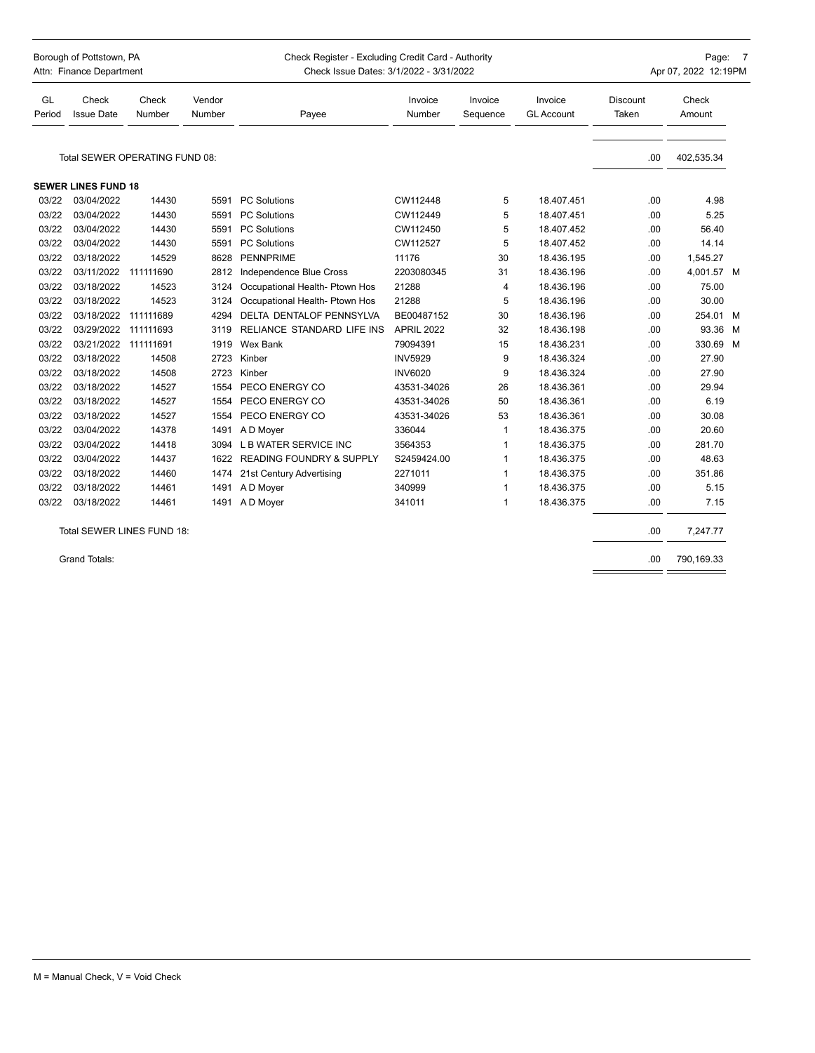Borough of Pottstown, PA
Attn: Finance Department

Check Register - Excluding Credit Card - Authority
Check Issue Dates: 3/1/2022 - 3/31/2022

Apr 07, 2022 12:19PM

| GL Period | Check Issue Date | Check Number | Vendor Number | Payee | Invoice Number | Invoice Sequence | Invoice GL Account | Discount Taken | Check Amount | |
|---|---|---|---|---|---|---|---|---|---|---|
| Total SEWER OPERATING FUND 08: | | | | | | | | .00 | 402,535.34 | |
| **SEWER LINES FUND 18** | | | | | | | | | | |
| 03/22 | 03/04/2022 | 14430 | 5591 | PC Solutions | CW112448 | 5 | 18.407.451 | .00 | 4.98 | |
| 03/22 | 03/04/2022 | 14430 | 5591 | PC Solutions | CW112449 | 5 | 18.407.451 | .00 | 5.25 | |
| 03/22 | 03/04/2022 | 14430 | 5591 | PC Solutions | CW112450 | 5 | 18.407.452 | .00 | 56.40 | |
| 03/22 | 03/04/2022 | 14430 | 5591 | PC Solutions | CW112527 | 5 | 18.407.452 | .00 | 14.14 | |
| 03/22 | 03/18/2022 | 14529 | 8628 | PENNPRIME | 11176 | 30 | 18.436.195 | .00 | 1,545.27 | |
| 03/22 | 03/11/2022 | 111111690 | 2812 | Independence Blue Cross | 2203080345 | 31 | 18.436.196 | .00 | 4,001.57 | M |
| 03/22 | 03/18/2022 | 14523 | 3124 | Occupational Health- Ptown Hos | 21288 | 4 | 18.436.196 | .00 | 75.00 | |
| 03/22 | 03/18/2022 | 14523 | 3124 | Occupational Health- Ptown Hos | 21288 | 5 | 18.436.196 | .00 | 30.00 | |
| 03/22 | 03/18/2022 | 111111689 | 4294 | DELTA DENTALOF PENNSYLVA | BE00487152 | 30 | 18.436.196 | .00 | 254.01 | M |
| 03/22 | 03/29/2022 | 111111693 | 3119 | RELIANCE STANDARD LIFE INS | APRIL 2022 | 32 | 18.436.198 | .00 | 93.36 | M |
| 03/22 | 03/21/2022 | 111111691 | 1919 | Wex Bank | 79094391 | 15 | 18.436.231 | .00 | 330.69 | M |
| 03/22 | 03/18/2022 | 14508 | 2723 | Kinber | INV5929 | 9 | 18.436.324 | .00 | 27.90 | |
| 03/22 | 03/18/2022 | 14508 | 2723 | Kinber | INV6020 | 9 | 18.436.324 | .00 | 27.90 | |
| 03/22 | 03/18/2022 | 14527 | 1554 | PECO ENERGY CO | 43531-34026 | 26 | 18.436.361 | .00 | 29.94 | |
| 03/22 | 03/18/2022 | 14527 | 1554 | PECO ENERGY CO | 43531-34026 | 50 | 18.436.361 | .00 | 6.19 | |
| 03/22 | 03/18/2022 | 14527 | 1554 | PECO ENERGY CO | 43531-34026 | 53 | 18.436.361 | .00 | 30.08 | |
| 03/22 | 03/04/2022 | 14378 | 1491 | A D Moyer | 336044 | 1 | 18.436.375 | .00 | 20.60 | |
| 03/22 | 03/04/2022 | 14418 | 3094 | L B WATER SERVICE INC | 3564353 | 1 | 18.436.375 | .00 | 281.70 | |
| 03/22 | 03/04/2022 | 14437 | 1622 | READING FOUNDRY & SUPPLY | S2459424.00 | 1 | 18.436.375 | .00 | 48.63 | |
| 03/22 | 03/18/2022 | 14460 | 1474 | 21st Century Advertising | 2271011 | 1 | 18.436.375 | .00 | 351.86 | |
| 03/22 | 03/18/2022 | 14461 | 1491 | A D Moyer | 340999 | 1 | 18.436.375 | .00 | 5.15 | |
| 03/22 | 03/18/2022 | 14461 | 1491 | A D Moyer | 341011 | 1 | 18.436.375 | .00 | 7.15 | |
| Total SEWER LINES FUND 18: | | | | | | | | .00 | 7,247.77 | |
| Grand Totals: | | | | | | | | .00 | 790,169.33 | |

M = Manual Check, V = Void Check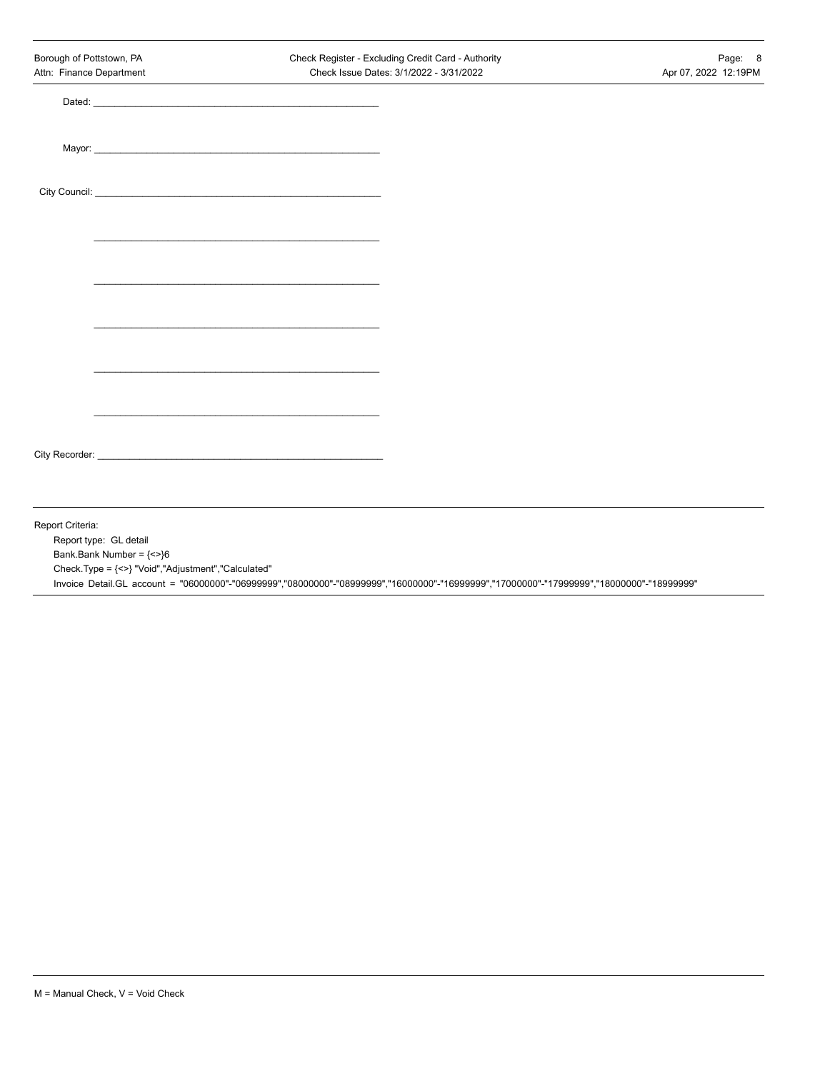Dated: ____________________________________________________

Mayor: ____________________________________________________

City Council: ____________________________________________________

____________________________________________________

____________________________________________________

____________________________________________________

____________________________________________________

____________________________________________________

City Recorder: ____________________________________________________

Report Criteria:

Report type: GL detail

Bank.Bank Number = {<>}6

Check.Type = {<>} "Void","Adjustment","Calculated"

Invoice Detail.GL account = "06000000"-"06999999","08000000"-"08999999","16000000"-"16999999","17000000"-"17999999","18000000"-"18999999"

M = Manual Check, V = Void Check